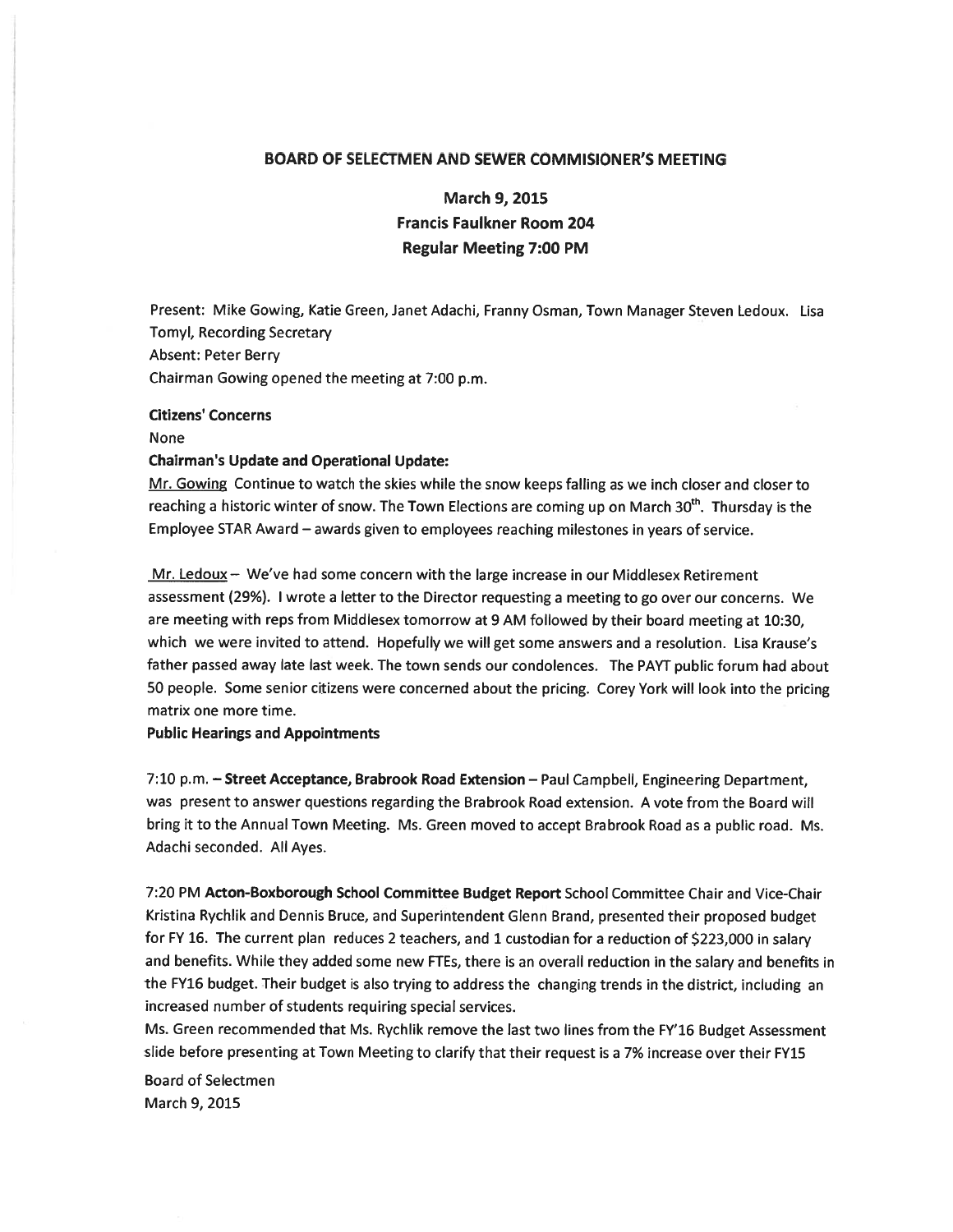# BOARD OF SELECTMEN AND SEWER COMMISIONER'S MEETING

## March 9, 2015
## Francis Faulkner Room 204
## Regular Meeting 7:00 PM

Present: Mike Gowing, Katie Green, Janet Adachi, Franny Osman, Town Manager Steven Ledoux. Lisa Tomyl, Recording Secretary

Absent: Peter Berry

Chairman Gowing opened the meeting at 7:00 p.m.

**Citizens' Concerns**

None

**Chairman's Update and Operational Update:**

Mr. Gowing Continue to watch the skies while the snow keeps falling as we inch closer and closer to reaching a historic winter of snow. The Town Elections are coming up on March 30th. Thursday is the Employee STAR Award – awards given to employees reaching milestones in years of service.

Mr. Ledoux – We've had some concern with the large increase in our Middlesex Retirement assessment (29%). I wrote a letter to the Director requesting a meeting to go over our concerns. We are meeting with reps from Middlesex tomorrow at 9 AM followed by their board meeting at 10:30, which we were invited to attend. Hopefully we will get some answers and a resolution. Lisa Krause's father passed away late last week. The town sends our condolences. The PAYT public forum had about 50 people. Some senior citizens were concerned about the pricing. Corey York will look into the pricing matrix one more time.

**Public Hearings and Appointments**

7:10 p.m. – **Street Acceptance, Brabrook Road Extension** – Paul Campbell, Engineering Department, was present to answer questions regarding the Brabrook Road extension. A vote from the Board will bring it to the Annual Town Meeting. Ms. Green moved to accept Brabrook Road as a public road. Ms. Adachi seconded. All Ayes.

7:20 PM **Acton-Boxborough School Committee Budget Report** School Committee Chair and Vice-Chair Kristina Rychlik and Dennis Bruce, and Superintendent Glenn Brand, presented their proposed budget for FY 16. The current plan reduces 2 teachers, and 1 custodian for a reduction of $223,000 in salary and benefits. While they added some new FTEs, there is an overall reduction in the salary and benefits in the FY16 budget. Their budget is also trying to address the changing trends in the district, including an increased number of students requiring special services.

Ms. Green recommended that Ms. Rychlik remove the last two lines from the FY'16 Budget Assessment slide before presenting at Town Meeting to clarify that their request is a 7% increase over their FY15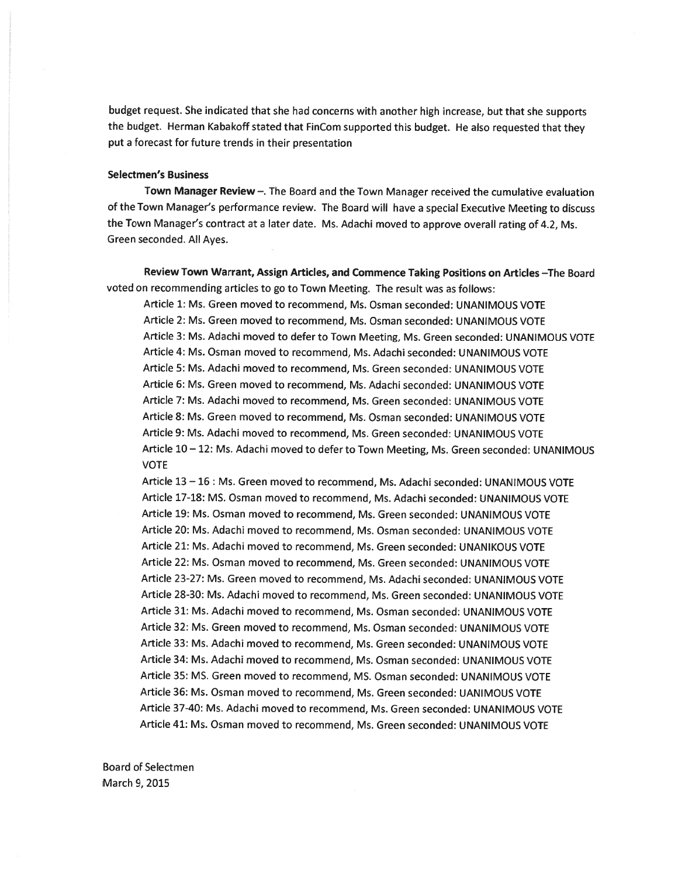budget request. She indicated that she had concerns with another high increase, but that she supports the budget. Herman Kabakoff stated that FinCom supported this budget. He also requested that they put a forecast for future trends in their presentation

**Selectmen's Business**

**Town Manager Review –**. The Board and the Town Manager received the cumulative evaluation of the Town Manager's performance review. The Board will have a special Executive Meeting to discuss the Town Manager's contract at a later date. Ms. Adachi moved to approve overall rating of 4.2, Ms. Green seconded. All Ayes.

**Review Town Warrant, Assign Articles, and Commence Taking Positions on Articles –** The Board voted on recommending articles to go to Town Meeting. The result was as follows:

Article 1: Ms. Green moved to recommend, Ms. Osman seconded: UNANIMOUS VOTE
Article 2: Ms. Green moved to recommend, Ms. Osman seconded: UNANIMOUS VOTE
Article 3: Ms. Adachi moved to defer to Town Meeting, Ms. Green seconded: UNANIMOUS VOTE
Article 4: Ms. Osman moved to recommend, Ms. Adachi seconded: UNANIMOUS VOTE
Article 5: Ms. Adachi moved to recommend, Ms. Green seconded: UNANIMOUS VOTE
Article 6: Ms. Green moved to recommend, Ms. Adachi seconded: UNANIMOUS VOTE
Article 7: Ms. Adachi moved to recommend, Ms. Green seconded: UNANIMOUS VOTE
Article 8: Ms. Green moved to recommend, Ms. Osman seconded: UNANIMOUS VOTE
Article 9: Ms. Adachi moved to recommend, Ms. Green seconded: UNANIMOUS VOTE
Article 10 – 12: Ms. Adachi moved to defer to Town Meeting, Ms. Green seconded: UNANIMOUS VOTE
Article 13 – 16 : Ms. Green moved to recommend, Ms. Adachi seconded: UNANIMOUS VOTE
Article 17-18: MS. Osman moved to recommend, Ms. Adachi seconded: UNANIMOUS VOTE
Article 19: Ms. Osman moved to recommend, Ms. Green seconded: UNANIMOUS VOTE
Article 20: Ms. Adachi moved to recommend, Ms. Osman seconded: UNANIMOUS VOTE
Article 21: Ms. Adachi moved to recommend, Ms. Green seconded: UNANIKOUS VOTE
Article 22: Ms. Osman moved to recommend, Ms. Green seconded: UNANIMOUS VOTE
Article 23-27: Ms. Green moved to recommend, Ms. Adachi seconded: UNANIMOUS VOTE
Article 28-30: Ms. Adachi moved to recommend, Ms. Green seconded: UNANIMOUS VOTE
Article 31: Ms. Adachi moved to recommend, Ms. Osman seconded: UNANIMOUS VOTE
Article 32: Ms. Green moved to recommend, Ms. Osman seconded: UNANIMOUS VOTE
Article 33: Ms. Adachi moved to recommend, Ms. Green seconded: UNANIMOUS VOTE
Article 34: Ms. Adachi moved to recommend, Ms. Osman seconded: UNANIMOUS VOTE
Article 35: MS. Green moved to recommend, MS. Osman seconded: UNANIMOUS VOTE
Article 36: Ms. Osman moved to recommend, Ms. Green seconded: UANIMOUS VOTE
Article 37-40: Ms. Adachi moved to recommend, Ms. Green seconded: UNANIMOUS VOTE
Article 41: Ms. Osman moved to recommend, Ms. Green seconded: UNANIMOUS VOTE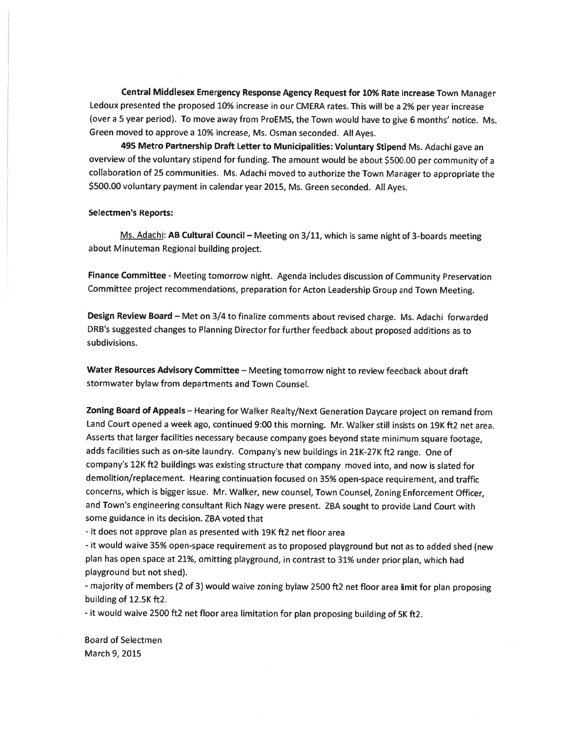**Central Middlesex Emergency Response Agency Request for 10% Rate Increase** Town Manager Ledoux presented the proposed 10% increase in our CMERA rates. This will be a 2% per year increase (over a 5 year period). To move away from ProEMS, the Town would have to give 6 months' notice. Ms. Green moved to approve a 10% increase, Ms. Osman seconded. All Ayes.

**495 Metro Partnership Draft Letter to Municipalities: Voluntary Stipend** Ms. Adachi gave an overview of the voluntary stipend for funding. The amount would be about $500.00 per community of a collaboration of 25 communities. Ms. Adachi moved to authorize the Town Manager to appropriate the $500.00 voluntary payment in calendar year 2015, Ms. Green seconded. All Ayes.

**Selectmen's Reports:**

Ms. Adachi: **AB Cultural Council** – Meeting on 3/11, which is same night of 3-boards meeting about Minuteman Regional building project.

**Finance Committee** - Meeting tomorrow night. Agenda includes discussion of Community Preservation Committee project recommendations, preparation for Acton Leadership Group and Town Meeting.

**Design Review Board** – Met on 3/4 to finalize comments about revised charge. Ms. Adachi forwarded DRB's suggested changes to Planning Director for further feedback about proposed additions as to subdivisions.

**Water Resources Advisory Committee** – Meeting tomorrow night to review feedback about draft stormwater bylaw from departments and Town Counsel.

**Zoning Board of Appeals** – Hearing for Walker Realty/Next Generation Daycare project on remand from Land Court opened a week ago, continued 9:00 this morning. Mr. Walker still insists on 19K ft2 net area. Asserts that larger facilities necessary because company goes beyond state minimum square footage, adds facilities such as on-site laundry. Company's new buildings in 21K-27K ft2 range. One of company's 12K ft2 buildings was existing structure that company moved into, and now is slated for demolition/replacement. Hearing continuation focused on 35% open-space requirement, and traffic concerns, which is bigger issue. Mr. Walker, new counsel, Town Counsel, Zoning Enforcement Officer, and Town's engineering consultant Rich Nagy were present. ZBA sought to provide Land Court with some guidance in its decision. ZBA voted that

- it does not approve plan as presented with 19K ft2 net floor area
- it would waive 35% open-space requirement as to proposed playground but not as to added shed (new plan has open space at 21%, omitting playground, in contrast to 31% under prior plan, which had playground but not shed).
- majority of members (2 of 3) would waive zoning bylaw 2500 ft2 net floor area limit for plan proposing building of 12.5K ft2.
- it would waive 2500 ft2 net floor area limitation for plan proposing building of 5K ft2.

Board of Selectmen
March 9, 2015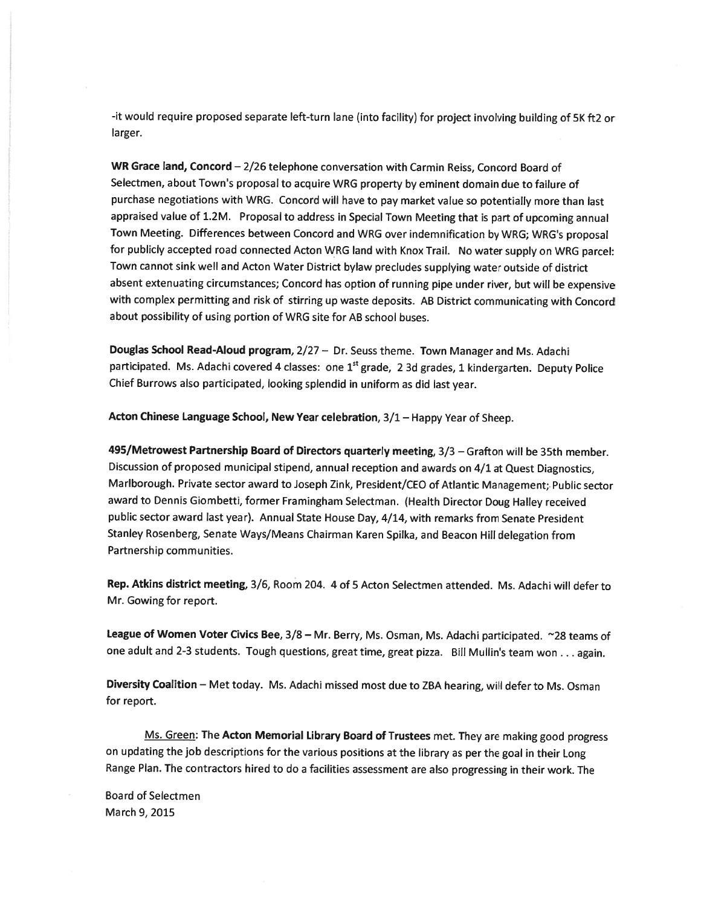-it would require proposed separate left-turn lane (into facility) for project involving building of 5K ft2 or larger.

**WR Grace land, Concord** – 2/26 telephone conversation with Carmin Reiss, Concord Board of Selectmen, about Town's proposal to acquire WRG property by eminent domain due to failure of purchase negotiations with WRG. Concord will have to pay market value so potentially more than last appraised value of 1.2M. Proposal to address in Special Town Meeting that is part of upcoming annual Town Meeting. Differences between Concord and WRG over indemnification by WRG; WRG's proposal for publicly accepted road connected Acton WRG land with Knox Trail. No water supply on WRG parcel: Town cannot sink well and Acton Water District bylaw precludes supplying water outside of district absent extenuating circumstances; Concord has option of running pipe under river, but will be expensive with complex permitting and risk of stirring up waste deposits. AB District communicating with Concord about possibility of using portion of WRG site for AB school buses.

**Douglas School Read-Aloud program**, 2/27 – Dr. Seuss theme. **Town Manager and Ms. Adachi** participated. Ms. Adachi covered 4 classes: one 1st grade, 2 3d grades, 1 kindergarten. Deputy Police Chief Burrows also participated, looking splendid in uniform as did last year.

**Acton Chinese Language School, New Year celebration**, 3/1 – Happy Year of Sheep.

**495/Metrowest Partnership Board of Directors quarterly meeting**, 3/3 – Grafton will be 35th member. Discussion of proposed municipal stipend, annual reception and awards on 4/1 at Quest Diagnostics, Marlborough. Private sector award to Joseph Zink, President/CEO of Atlantic Management; Public sector award to Dennis Giombetti, former Framingham Selectman. (Health Director Doug Halley received public sector award last year). Annual State House Day, 4/14, with remarks from Senate President Stanley Rosenberg, Senate Ways/Means Chairman Karen Spilka, and Beacon Hill delegation from Partnership communities.

**Rep. Atkins district meeting**, 3/6, Room 204. 4 of 5 Acton Selectmen attended. Ms. Adachi will defer to Mr. Gowing for report.

**League of Women Voter Civics Bee**, 3/8 – Mr. Berry, Ms. Osman, Ms. Adachi participated. ~28 teams of one adult and 2-3 students. Tough questions, great time, great pizza. Bill Mullin's team won . . . again.

**Diversity Coalition** – Met today. Ms. Adachi missed most due to ZBA hearing, will defer to Ms. Osman for report.

<u>Ms. Green</u>: The **Acton Memorial Library Board of Trustees** met. They are making good progress on updating the job descriptions for the various positions at the library as per the goal in their Long Range Plan. The contractors hired to do a facilities assessment are also progressing in their work. The

Board of Selectmen
March 9, 2015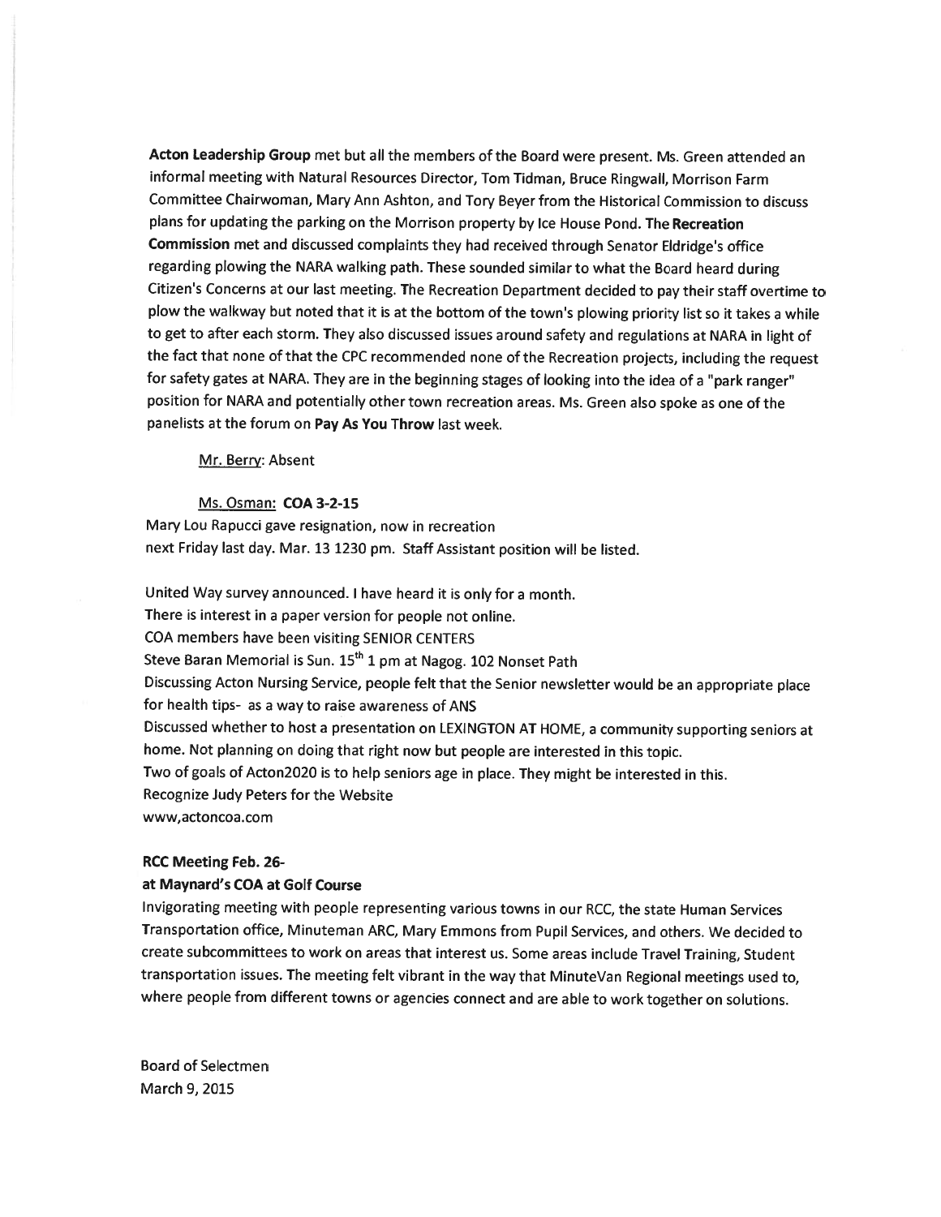**Acton Leadership Group** met but all the members of the Board were present. Ms. Green attended an informal meeting with Natural Resources Director, Tom Tidman, Bruce Ringwall, Morrison Farm Committee Chairwoman, Mary Ann Ashton, and Tory Beyer from the Historical Commission to discuss plans for updating the parking on the Morrison property by Ice House Pond. The **Recreation Commission** met and discussed complaints they had received through Senator Eldridge's office regarding plowing the NARA walking path. These sounded similar to what the Board heard during Citizen's Concerns at our last meeting. The Recreation Department decided to pay their staff overtime to plow the walkway but noted that it is at the bottom of the town's plowing priority list so it takes a while to get to after each storm. They also discussed issues around safety and regulations at NARA in light of the fact that none of that the CPC recommended none of the Recreation projects, including the request for safety gates at NARA. They are in the beginning stages of looking into the idea of a "park ranger" position for NARA and potentially other town recreation areas. Ms. Green also spoke as one of the panelists at the forum on **Pay As You Throw** last week.

Mr. Berry: Absent

Ms. Osman: **COA 3-2-15**

Mary Lou Rapucci gave resignation, now in recreation
next Friday last day. Mar. 13 1230 pm. Staff Assistant position will be listed.

United Way survey announced. I have heard it is only for a month.
There is interest in a paper version for people not online.
COA members have been visiting SENIOR CENTERS
Steve Baran Memorial is Sun. 15th 1 pm at Nagog. 102 Nonset Path
Discussing Acton Nursing Service, people felt that the Senior newsletter would be an appropriate place for health tips- as a way to raise awareness of ANS
Discussed whether to host a presentation on LEXINGTON AT HOME, a community supporting seniors at home. Not planning on doing that right now but people are interested in this topic.
Two of goals of Acton2020 is to help seniors age in place. They might be interested in this.
Recognize Judy Peters for the Website
www,actoncoa.com

**RCC Meeting Feb. 26-**

**at Maynard's COA at Golf Course**

Invigorating meeting with people representing various towns in our RCC, the state Human Services Transportation office, Minuteman ARC, Mary Emmons from Pupil Services, and others. We decided to create subcommittees to work on areas that interest us. Some areas include Travel Training, Student transportation issues. The meeting felt vibrant in the way that MinuteVan Regional meetings used to, where people from different towns or agencies connect and are able to work together on solutions.

Board of Selectmen
March 9, 2015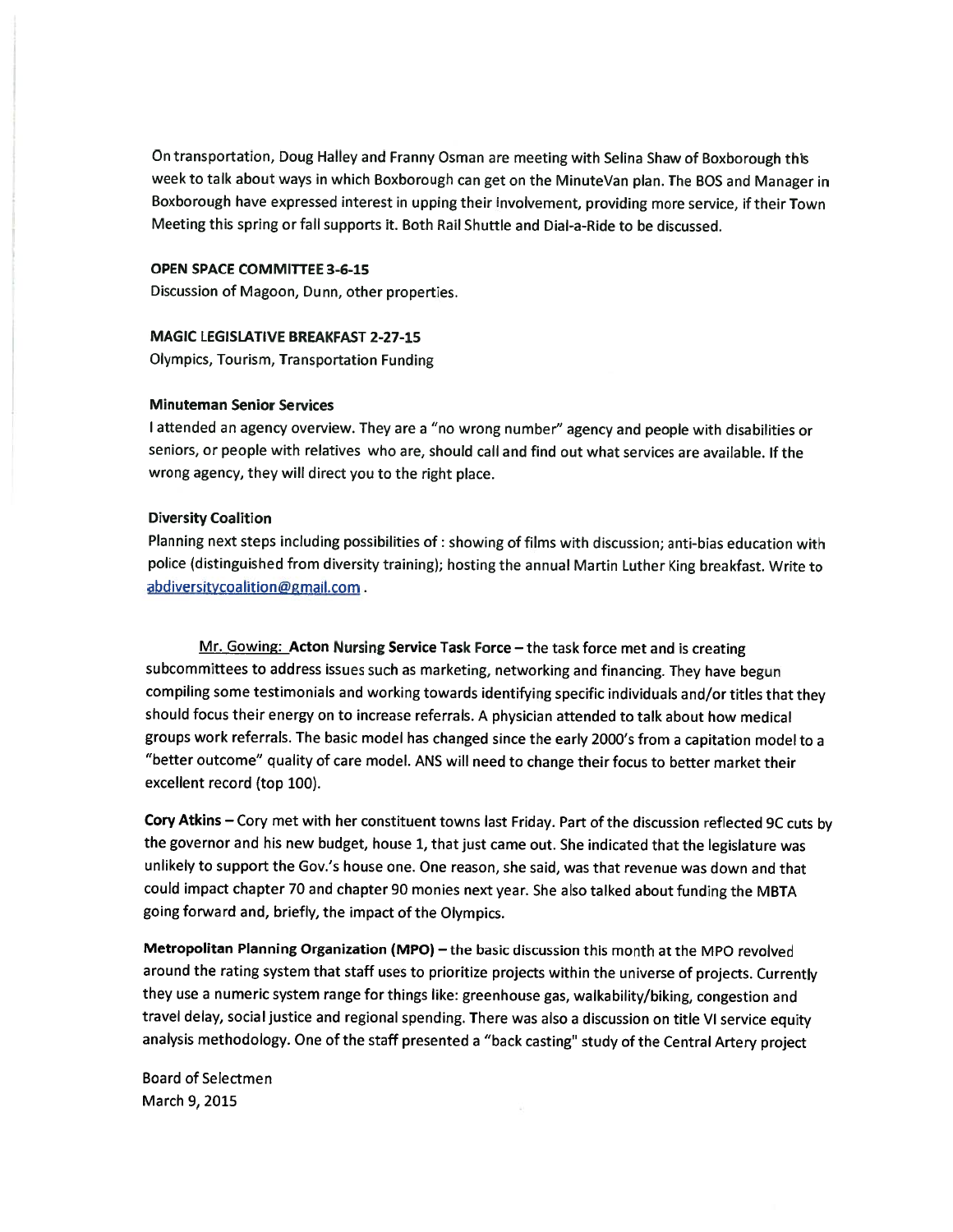On transportation, Doug Halley and Franny Osman are meeting with Selina Shaw of Boxborough this week to talk about ways in which Boxborough can get on the MinuteVan plan. The BOS and Manager in Boxborough have expressed interest in upping their involvement, providing more service, if their Town Meeting this spring or fall supports it. Both Rail Shuttle and Dial-a-Ride to be discussed.

**OPEN SPACE COMMITTEE 3-6-15**

Discussion of Magoon, Dunn, other properties.

**MAGIC LEGISLATIVE BREAKFAST 2-27-15**

Olympics, Tourism, Transportation Funding

**Minuteman Senior Services**

I attended an agency overview. They are a "no wrong number" agency and people with disabilities or seniors, or people with relatives who are, should call and find out what services are available. If the wrong agency, they will direct you to the right place.

**Diversity Coalition**

Planning next steps including possibilities of : showing of films with discussion; anti-bias education with police (distinguished from diversity training); hosting the annual Martin Luther King breakfast. Write to abdiversitycoalition@gmail.com .

Mr. Gowing: **Acton Nursing Service Task Force** – the task force met and is creating subcommittees to address issues such as marketing, networking and financing. They have begun compiling some testimonials and working towards identifying specific individuals and/or titles that they should focus their energy on to increase referrals. A physician attended to talk about how medical groups work referrals. The basic model has changed since the early 2000's from a capitation model to a "better outcome" quality of care model. ANS will need to change their focus to better market their excellent record (top 100).

**Cory Atkins** – Cory met with her constituent towns last Friday. Part of the discussion reflected 9C cuts by the governor and his new budget, house 1, that just came out. She indicated that the legislature was unlikely to support the Gov.'s house one. One reason, she said, was that revenue was down and that could impact chapter 70 and chapter 90 monies next year. She also talked about funding the MBTA going forward and, briefly, the impact of the Olympics.

**Metropolitan Planning Organization (MPO)** – the basic discussion this month at the MPO revolved around the rating system that staff uses to prioritize projects within the universe of projects. Currently they use a numeric system range for things like: greenhouse gas, walkability/biking, congestion and travel delay, social justice and regional spending. There was also a discussion on title VI service equity analysis methodology. One of the staff presented a "back casting" study of the Central Artery project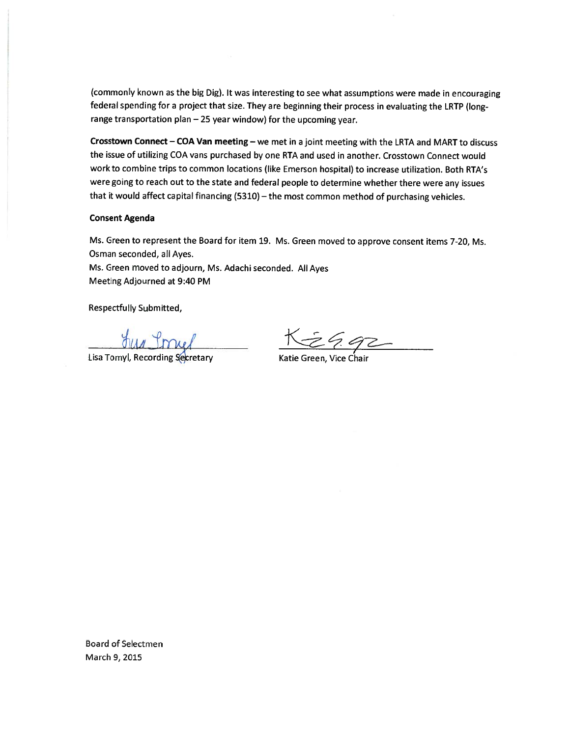(commonly known as the big Dig). It was interesting to see what assumptions were made in encouraging federal spending for a project that size. They are beginning their process in evaluating the LRTP (long-range transportation plan – 25 year window) for the upcoming year.

**Crosstown Connect – COA Van meeting** – we met in a joint meeting with the LRTA and MART to discuss the issue of utilizing COA vans purchased by one RTA and used in another. Crosstown Connect would work to combine trips to common locations (like Emerson hospital) to increase utilization. Both RTA's were going to reach out to the state and federal people to determine whether there were any issues that it would affect capital financing (5310) – the most common method of purchasing vehicles.

**Consent Agenda**

Ms. Green to represent the Board for item 19. Ms. Green moved to approve consent items 7-20, Ms. Osman seconded, all Ayes.
Ms. Green moved to adjourn, Ms. Adachi seconded. All Ayes
Meeting Adjourned at 9:40 PM

Respectfully Submitted,

Lisa Tomyl, Recording Secretary

Katie Green, Vice Chair

Board of Selectmen
March 9, 2015